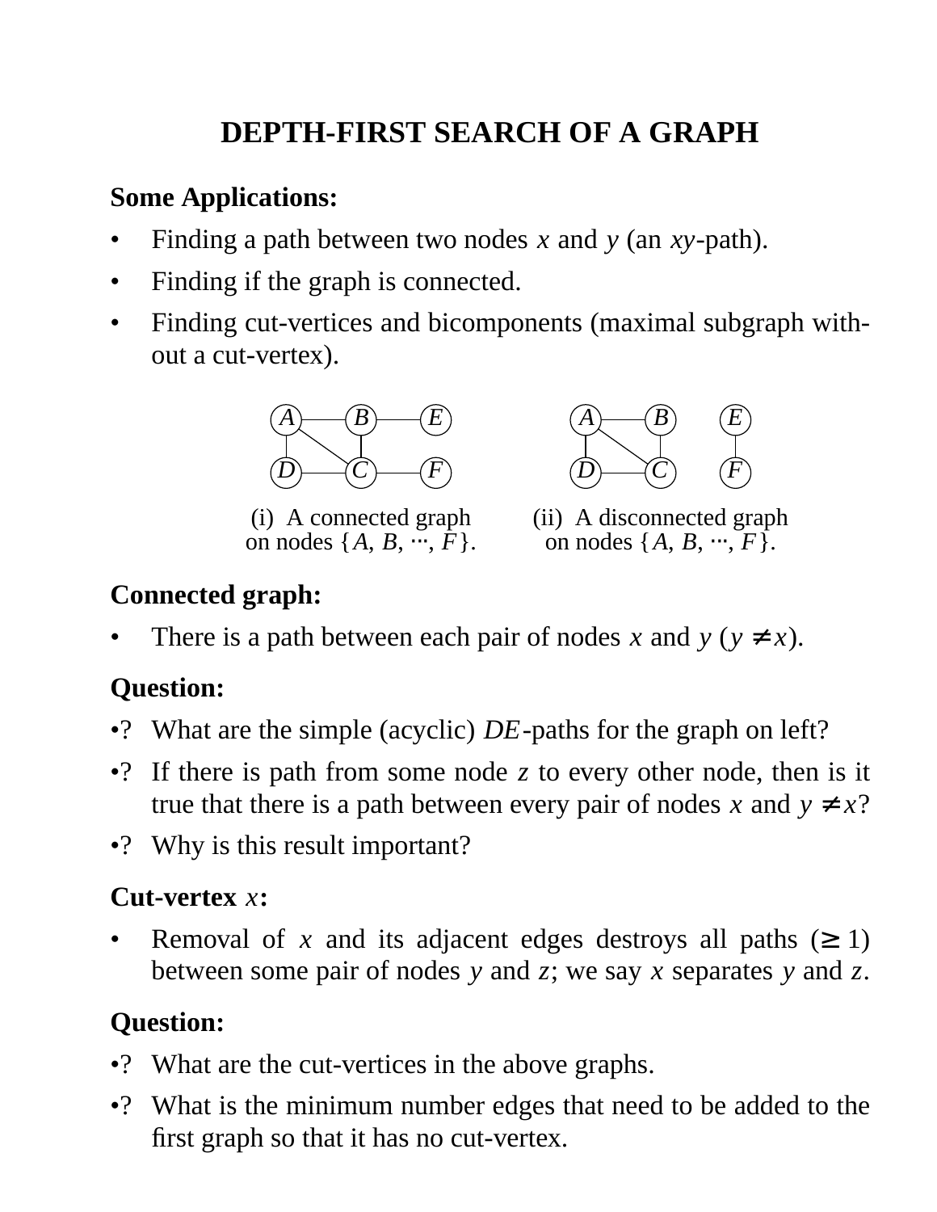# DEPTH-FIRST SEARCH OF A GRAPH

## Some Applications:

- Finding a path between two nodes $x$ and $y$ (an $xy$-path).
- Finding if the graph is connected.
- Finding cut-vertices and bicomponents (maximal subgraph without a cut-vertex).

(i) A connected graph on nodes $\{A, B, \cdots, F\}$.

(ii) A disconnected graph on nodes $\{A, B, \cdots, F\}$.

## Connected graph:

- There is a path between each pair of nodes $x$ and $y$ ($y \neq x$).

## Question:

- ? What are the simple (acyclic) $DE$-paths for the graph on left?
- ? If there is path from some node $z$ to every other node, then is it true that there is a path between every pair of nodes $x$ and $y \neq x$?
- ? Why is this result important?

## Cut-vertex $x$:

- Removal of $x$ and its adjacent edges destroys all paths ($\geq 1$) between some pair of nodes $y$ and $z$; we say $x$ separates $y$ and $z$.

## Question:

- ? What are the cut-vertices in the above graphs.
- ? What is the minimum number edges that need to be added to the first graph so that it has no cut-vertex.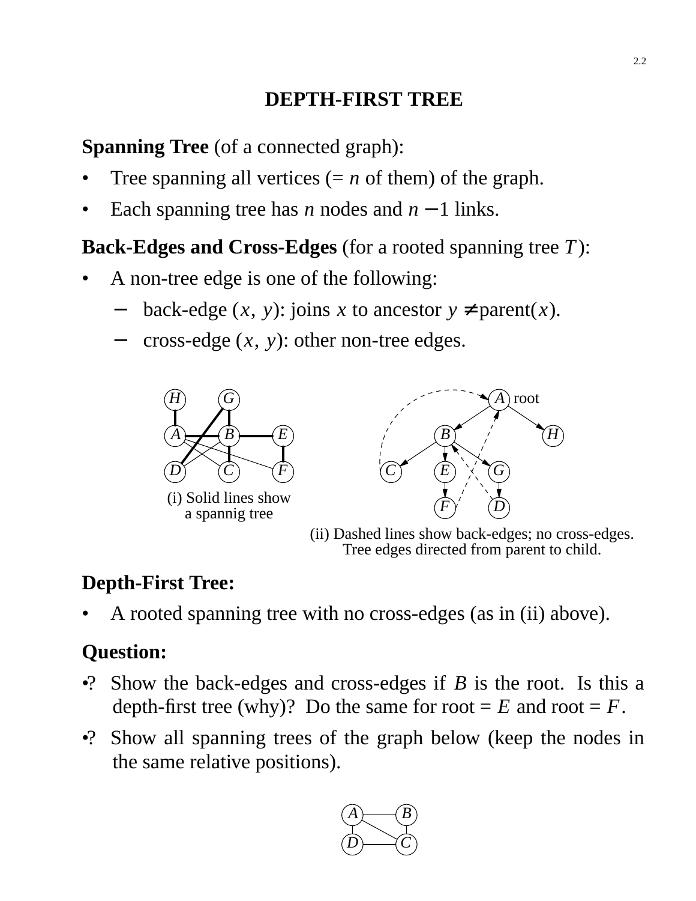# DEPTH-FIRST TREE

**Spanning Tree** (of a connected graph):

- Tree spanning all vertices (= $n$ of them) of the graph.
- Each spanning tree has $n$ nodes and $n - 1$ links.

**Back-Edges and Cross-Edges** (for a rooted spanning tree $T$):

- A non-tree edge is one of the following:
  - back-edge $(x, y)$: joins $x$ to ancestor $y \neq$ parent($x$).
  - cross-edge $(x, y)$: other non-tree edges.

(i) Solid lines show a spannig tree

(ii) Dashed lines show back-edges; no cross-edges. Tree edges directed from parent to child.

**Depth-First Tree:**

- A rooted spanning tree with no cross-edges (as in (ii) above).

**Question:**

•? Show the back-edges and cross-edges if $B$ is the root. Is this a depth-first tree (why)? Do the same for root = $E$ and root = $F$.

•? Show all spanning trees of the graph below (keep the nodes in the same relative positions).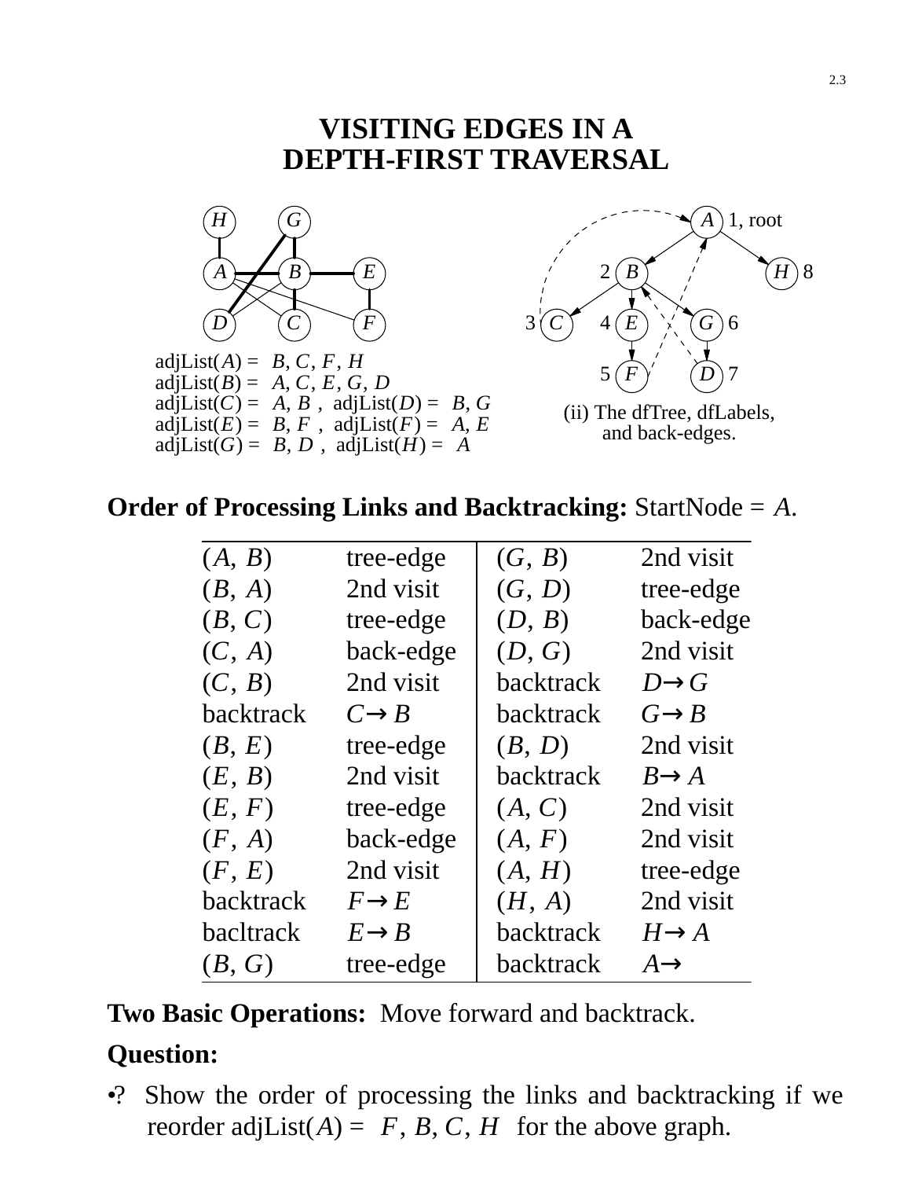# VISITING EDGES IN A DEPTH-FIRST TRAVERSAL

adjList($A$) = $B, C, F, H$
adjList($B$) = $A, C, E, G, D$
adjList($C$) = $A, B$ , adjList($D$) = $B, G$
adjList($E$) = $B, F$ , adjList($F$) = $A, E$
adjList($G$) = $B, D$ , adjList($H$) = $A$

(ii) The dfTree, dfLabels, and back-edges.

**Order of Processing Links and Backtracking:** StartNode = $A$.

| | | | |
|---|---|---|---|
| ($A$, $B$) | tree-edge | ($G$, $B$) | 2nd visit |
| ($B$, $A$) | 2nd visit | ($G$, $D$) | tree-edge |
| ($B$, $C$) | tree-edge | ($D$, $B$) | back-edge |
| ($C$, $A$) | back-edge | ($D$, $G$) | 2nd visit |
| ($C$, $B$) | 2nd visit | backtrack | $D \to G$ |
| backtrack | $C \to B$ | backtrack | $G \to B$ |
| ($B$, $E$) | tree-edge | ($B$, $D$) | 2nd visit |
| ($E$, $B$) | 2nd visit | backtrack | $B \to A$ |
| ($E$, $F$) | tree-edge | ($A$, $C$) | 2nd visit |
| ($F$, $A$) | back-edge | ($A$, $F$) | 2nd visit |
| ($F$, $E$) | 2nd visit | ($A$, $H$) | tree-edge |
| backtrack | $F \to E$ | ($H$, $A$) | 2nd visit |
| bacltrack | $E \to B$ | backtrack | $H \to A$ |
| ($B$, $G$) | tree-edge | backtrack | $A \to$ |

**Two Basic Operations:** Move forward and backtrack.

**Question:**

•? Show the order of processing the links and backtracking if we reorder adjList($A$) = $F, B, C, H$ for the above graph.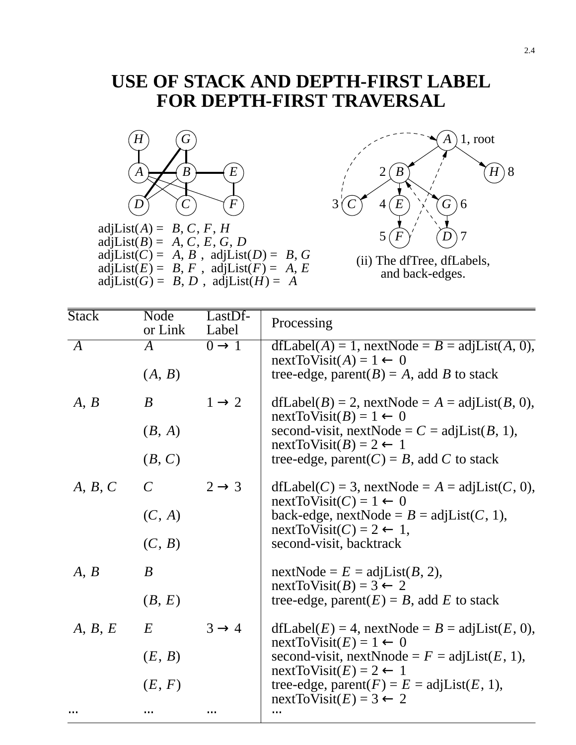# USE OF STACK AND DEPTH-FIRST LABEL FOR DEPTH-FIRST TRAVERSAL

adjList($A$) = $B$, $C$, $F$, $H$
adjList($B$) = $A$, $C$, $E$, $G$, $D$
adjList($C$) = $A$, $B$ , adjList($D$) = $B$, $G$
adjList($E$) = $B$, $F$ , adjList($F$) = $A$, $E$
adjList($G$) = $B$, $D$ , adjList($H$) = $A$

(ii) The dfTree, dfLabels, and back-edges.

| Stack | Node or Link | LastDf-Label | Processing |
|---|---|---|---|
| $A$ | $A$ | $0 \rightarrow 1$ | dfLabel($A$) = 1, nextNode = $B$ = adjList($A$, 0), nextToVisit($A$) = 1 ← 0 |
| | ($A$, $B$) | | tree-edge, parent($B$) = $A$, add $B$ to stack |
| $A$, $B$ | $B$ | $1 \rightarrow 2$ | dfLabel($B$) = 2, nextNode = $A$ = adjList($B$, 0), nextToVisit($B$) = 1 ← 0 |
| | ($B$, $A$) | | second-visit, nextNode = $C$ = adjList($B$, 1), nextToVisit($B$) = 2 ← 1 |
| | ($B$, $C$) | | tree-edge, parent($C$) = $B$, add $C$ to stack |
| $A$, $B$, $C$ | $C$ | $2 \rightarrow 3$ | dfLabel($C$) = 3, nextNode = $A$ = adjList($C$, 0), nextToVisit($C$) = 1 ← 0 |
| | ($C$, $A$) | | back-edge, nextNode = $B$ = adjList($C$, 1), nextToVisit($C$) = 2 ← 1, |
| | ($C$, $B$) | | second-visit, backtrack |
| $A$, $B$ | $B$ | | nextNode = $E$ = adjList($B$, 2), nextToVisit($B$) = 3 ← 2 |
| | ($B$, $E$) | | tree-edge, parent($E$) = $B$, add $E$ to stack |
| $A$, $B$, $E$ | $E$ | $3 \rightarrow 4$ | dfLabel($E$) = 4, nextNode = $B$ = adjList($E$, 0), nextToVisit($E$) = 1 ← 0 |
| | ($E$, $B$) | | second-visit, nextNnode = $F$ = adjList($E$, 1), nextToVisit($E$) = 2 ← 1 |
| | ($E$, $F$) | | tree-edge, parent($F$) = $E$ = adjList($E$, 1), nextToVisit($E$) = 3 ← 2 |
| ... | ... | ... | ... |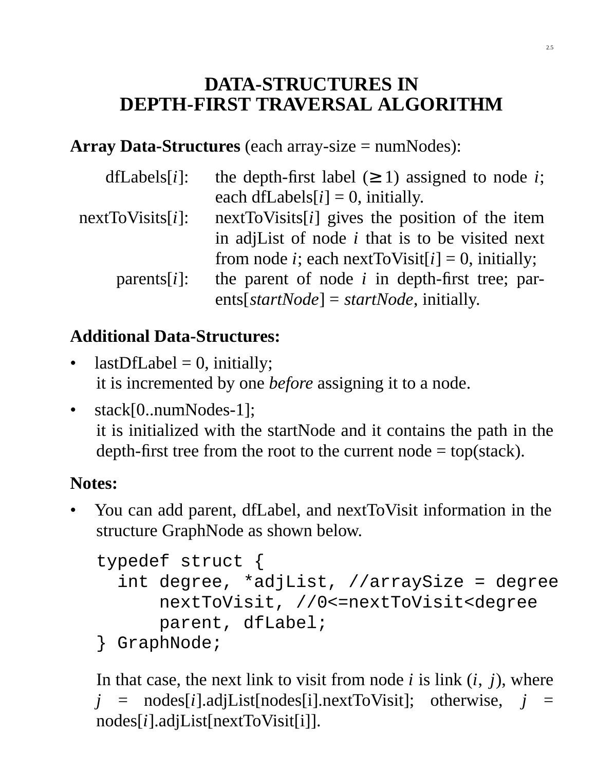# DATA-STRUCTURES IN DEPTH-FIRST TRAVERSAL ALGORITHM

**Array Data-Structures** (each array-size = numNodes):

| | |
|---|---|
| dfLabels[*i*]: | the depth-first label ($\geq 1$) assigned to node *i*; each dfLabels[*i*] = 0, initially. |
| nextToVisits[*i*]: | nextToVisits[*i*] gives the position of the item in adjList of node *i* that is to be visited next from node *i*; each nextToVisit[*i*] = 0, initially; |
| parents[*i*]: | the parent of node *i* in depth-first tree; parents[*startNode*] = *startNode*, initially. |

**Additional Data-Structures:**

- lastDfLabel = 0, initially;
  it is incremented by one *before* assigning it to a node.
- stack[0..numNodes-1];
  it is initialized with the startNode and it contains the path in the depth-first tree from the root to the current node = top(stack).

**Notes:**

- You can add parent, dfLabel, and nextToVisit information in the structure GraphNode as shown below.

```
typedef struct {
  int degree, *adjList, //arraySize = degree
      nextToVisit, //0<=nextToVisit<degree
      parent, dfLabel;
} GraphNode;
```

  In that case, the next link to visit from node *i* is link $(i, j)$, where $j$ = nodes[*i*].adjList[nodes[i].nextToVisit]; otherwise, $j$ = nodes[*i*].adjList[nextToVisit[i]].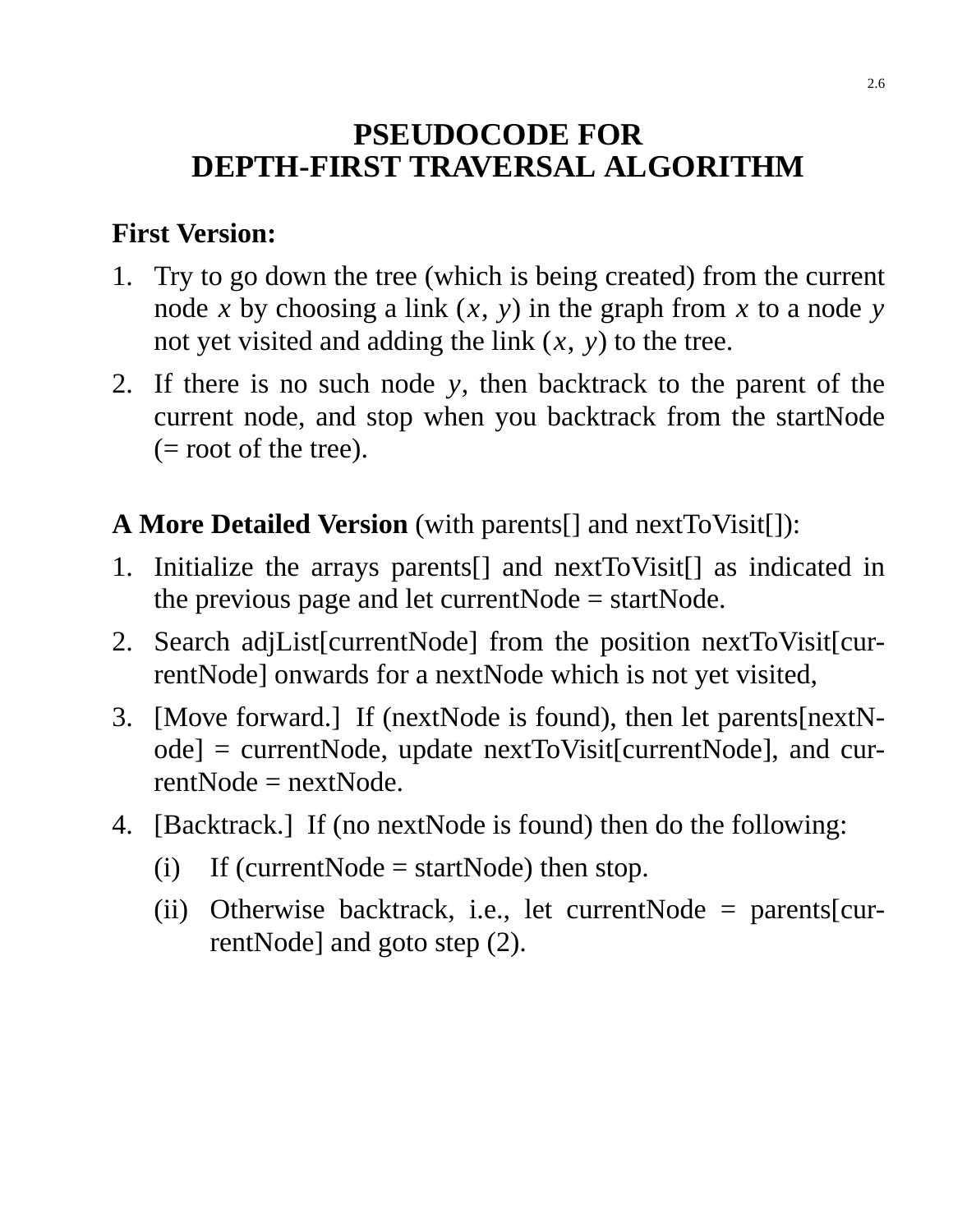# PSEUDOCODE FOR DEPTH-FIRST TRAVERSAL ALGORITHM

**First Version:**

1. Try to go down the tree (which is being created) from the current node $x$ by choosing a link $(x, y)$ in the graph from $x$ to a node $y$ not yet visited and adding the link $(x, y)$ to the tree.
2. If there is no such node $y$, then backtrack to the parent of the current node, and stop when you backtrack from the startNode (= root of the tree).

**A More Detailed Version** (with parents[] and nextToVisit[]):

1. Initialize the arrays parents[] and nextToVisit[] as indicated in the previous page and let currentNode = startNode.
2. Search adjList[currentNode] from the position nextToVisit[currentNode] onwards for a nextNode which is not yet visited,
3. [Move forward.] If (nextNode is found), then let parents[nextNode] = currentNode, update nextToVisit[currentNode], and currentNode = nextNode.
4. [Backtrack.] If (no nextNode is found) then do the following:
   - (i) If (currentNode = startNode) then stop.
   - (ii) Otherwise backtrack, i.e., let currentNode = parents[currentNode] and goto step (2).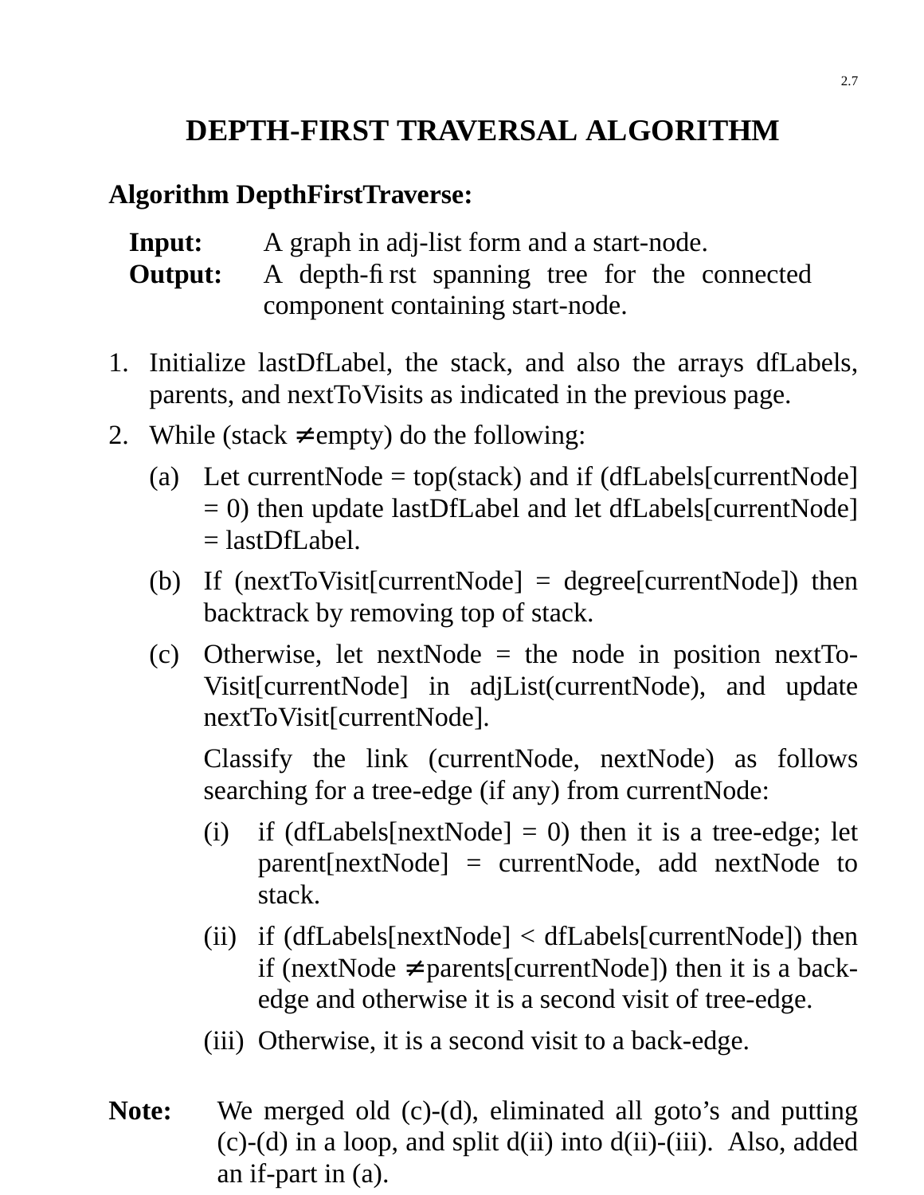# DEPTH-FIRST TRAVERSAL ALGORITHM

**Algorithm DepthFirstTraverse:**

**Input:** A graph in adj-list form and a start-node.
**Output:** A depth-first spanning tree for the connected component containing start-node.

1. Initialize lastDfLabel, the stack, and also the arrays dfLabels, parents, and nextToVisits as indicated in the previous page.
2. While (stack ≠ empty) do the following:
   - (a) Let currentNode = top(stack) and if (dfLabels[currentNode] = 0) then update lastDfLabel and let dfLabels[currentNode] = lastDfLabel.
   - (b) If (nextToVisit[currentNode] = degree[currentNode]) then backtrack by removing top of stack.
   - (c) Otherwise, let nextNode = the node in position nextToVisit[currentNode] in adjList(currentNode), and update nextToVisit[currentNode].

     Classify the link (currentNode, nextNode) as follows searching for a tree-edge (if any) from currentNode:
     - (i) if (dfLabels[nextNode] = 0) then it is a tree-edge; let parent[nextNode] = currentNode, add nextNode to stack.
     - (ii) if (dfLabels[nextNode] < dfLabels[currentNode]) then if (nextNode ≠ parents[currentNode]) then it is a back-edge and otherwise it is a second visit of tree-edge.
     - (iii) Otherwise, it is a second visit to a back-edge.

**Note:** We merged old (c)-(d), eliminated all goto's and putting (c)-(d) in a loop, and split d(ii) into d(ii)-(iii). Also, added an if-part in (a).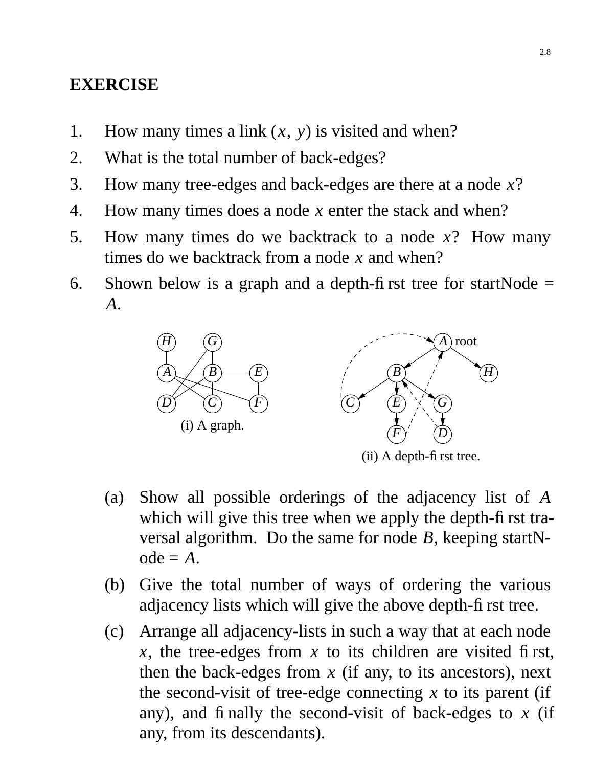## EXERCISE

1. How many times a link $(x, y)$ is visited and when?
2. What is the total number of back-edges?
3. How many tree-edges and back-edges are there at a node $x$?
4. How many times does a node $x$ enter the stack and when?
5. How many times do we backtrack to a node $x$? How many times do we backtrack from a node $x$ and when?
6. Shown below is a graph and a depth-first tree for startNode = $A$.

(i) A graph.

(ii) A depth-first tree.

   (a) Show all possible orderings of the adjacency list of $A$ which will give this tree when we apply the depth-first traversal algorithm. Do the same for node $B$, keeping startNode = $A$.

   (b) Give the total number of ways of ordering the various adjacency lists which will give the above depth-first tree.

   (c) Arrange all adjacency-lists in such a way that at each node $x$, the tree-edges from $x$ to its children are visited first, then the back-edges from $x$ (if any, to its ancestors), next the second-visit of tree-edge connecting $x$ to its parent (if any), and finally the second-visit of back-edges to $x$ (if any, from its descendants).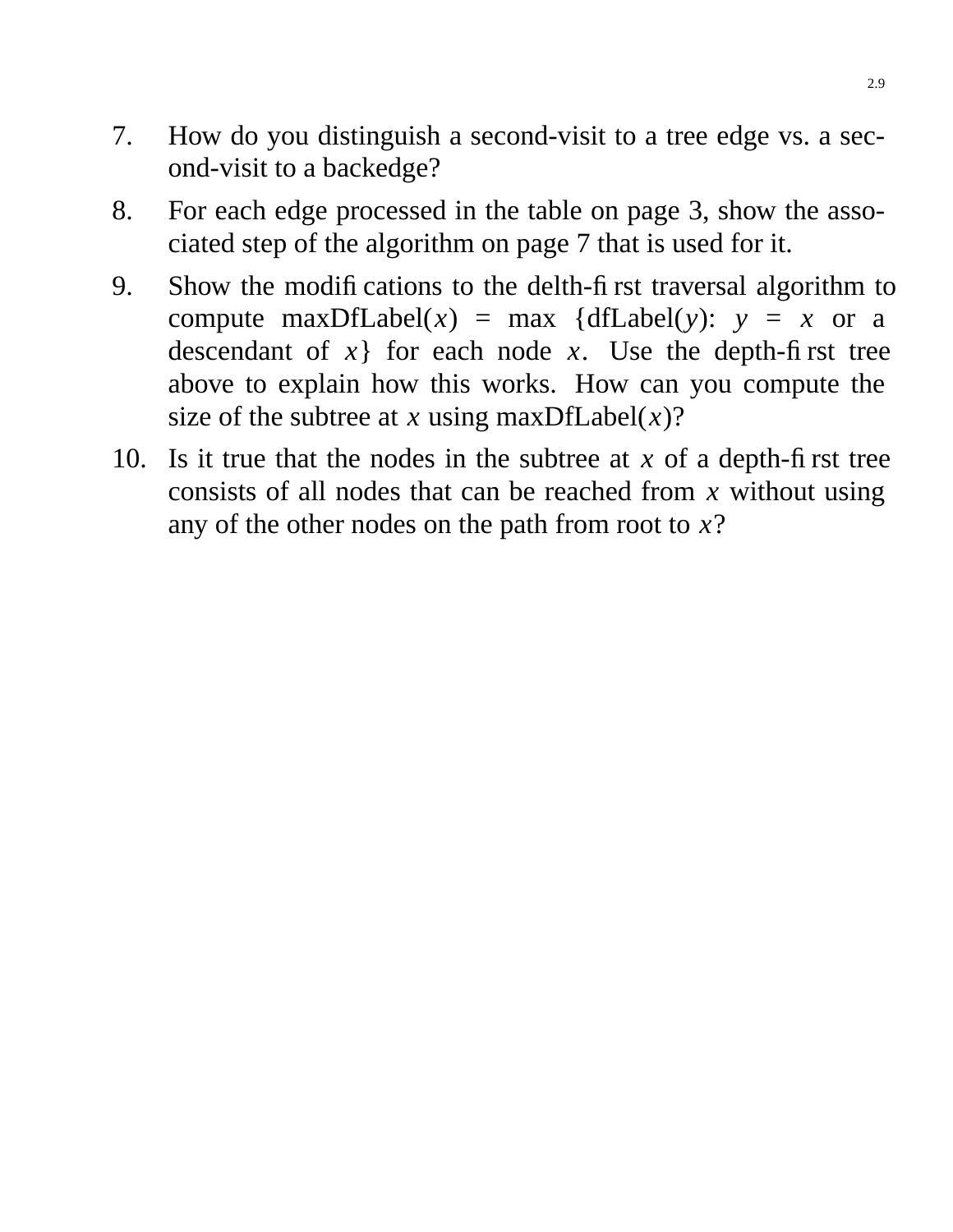7. How do you distinguish a second-visit to a tree edge vs. a second-visit to a backedge?

8. For each edge processed in the table on page 3, show the associated step of the algorithm on page 7 that is used for it.

9. Show the modifications to the delth-first traversal algorithm to compute maxDfLabel($x$) = max {dfLabel($y$): $y$ = $x$ or a descendant of $x$} for each node $x$. Use the depth-first tree above to explain how this works. How can you compute the size of the subtree at $x$ using maxDfLabel($x$)?

10. Is it true that the nodes in the subtree at $x$ of a depth-first tree consists of all nodes that can be reached from $x$ without using any of the other nodes on the path from root to $x$?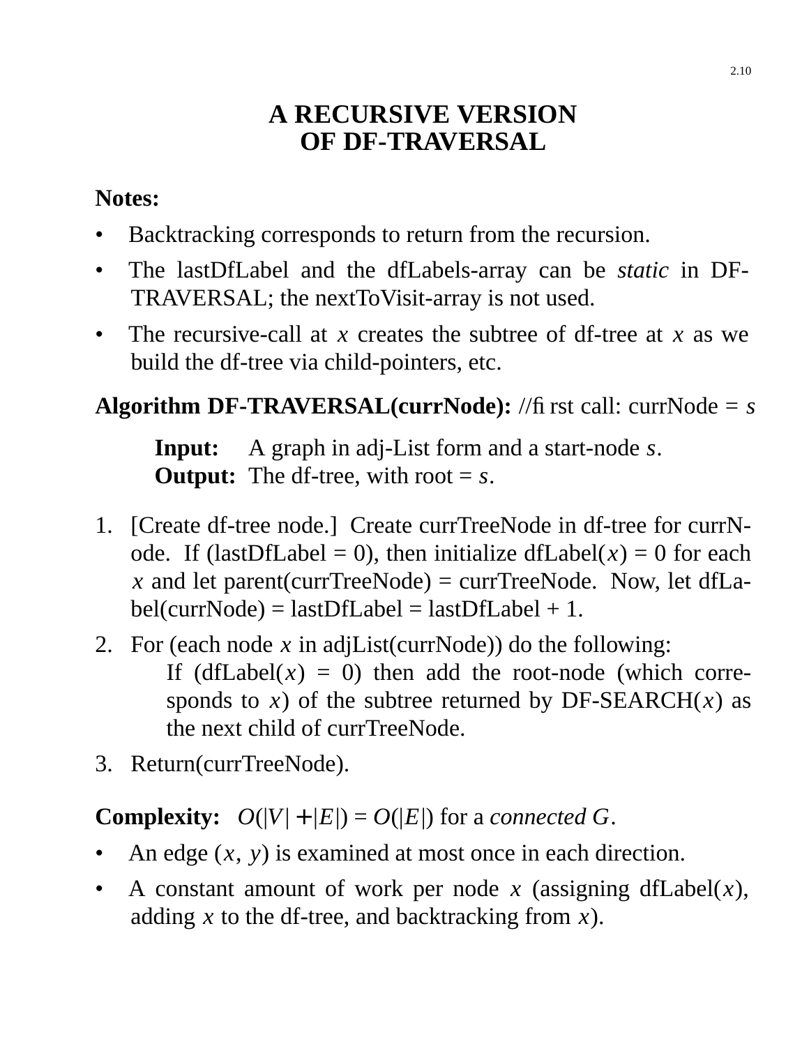# A RECURSIVE VERSION OF DF-TRAVERSAL

**Notes:**

- Backtracking corresponds to return from the recursion.
- The lastDfLabel and the dfLabels-array can be *static* in DF-TRAVERSAL; the nextToVisit-array is not used.
- The recursive-call at $x$ creates the subtree of df-tree at $x$ as we build the df-tree via child-pointers, etc.

**Algorithm DF-TRAVERSAL(currNode):** //first call: currNode = $s$

> **Input:** A graph in adj-List form and a start-node $s$.
> **Output:** The df-tree, with root = $s$.

1. [Create df-tree node.] Create currTreeNode in df-tree for currNode. If (lastDfLabel = 0), then initialize dfLabel($x$) = 0 for each $x$ and let parent(currTreeNode) = currTreeNode. Now, let dfLabel(currNode) = lastDfLabel = lastDfLabel + 1.
2. For (each node $x$ in adjList(currNode)) do the following:
   If (dfLabel($x$) = 0) then add the root-node (which corresponds to $x$) of the subtree returned by DF-SEARCH($x$) as the next child of currTreeNode.
3. Return(currTreeNode).

**Complexity:** $O(|V| + |E|) = O(|E|)$ for a *connected* $G$.

- An edge $(x, y)$ is examined at most once in each direction.
- A constant amount of work per node $x$ (assigning dfLabel($x$), adding $x$ to the df-tree, and backtracking from $x$).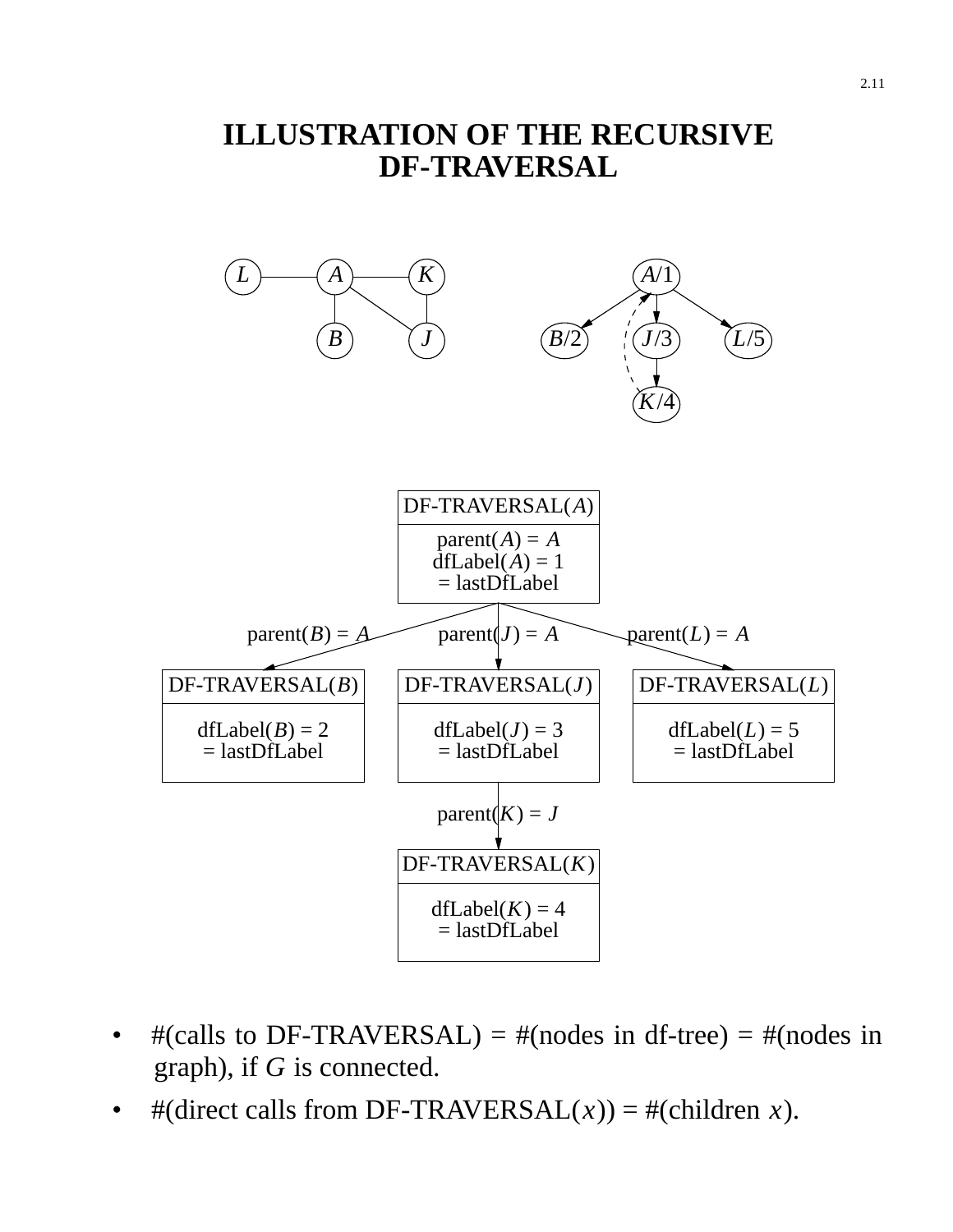# ILLUSTRATION OF THE RECURSIVE DF-TRAVERSAL

L — A — K
A — B, A — J, K — J

A/1 → B/2, A/1 → J/3, A/1 → L/5, J/3 → K/4 (dashed K/4 → A/1)

DF-TRAVERSAL($A$)
parent($A$) = $A$
dfLabel($A$) = 1
= lastDfLabel

parent($B$) = $A$ &nbsp;&nbsp; parent($J$) = $A$ &nbsp;&nbsp; parent($L$) = $A$

DF-TRAVERSAL($B$)
dfLabel($B$) = 2
= lastDfLabel

DF-TRAVERSAL($J$)
dfLabel($J$) = 3
= lastDfLabel

DF-TRAVERSAL($L$)
dfLabel($L$) = 5
= lastDfLabel

parent($K$) = $J$

DF-TRAVERSAL($K$)
dfLabel($K$) = 4
= lastDfLabel

- #(calls to DF-TRAVERSAL) = #(nodes in df-tree) = #(nodes in graph), if $G$ is connected.
- #(direct calls from DF-TRAVERSAL($x$)) = #(children $x$).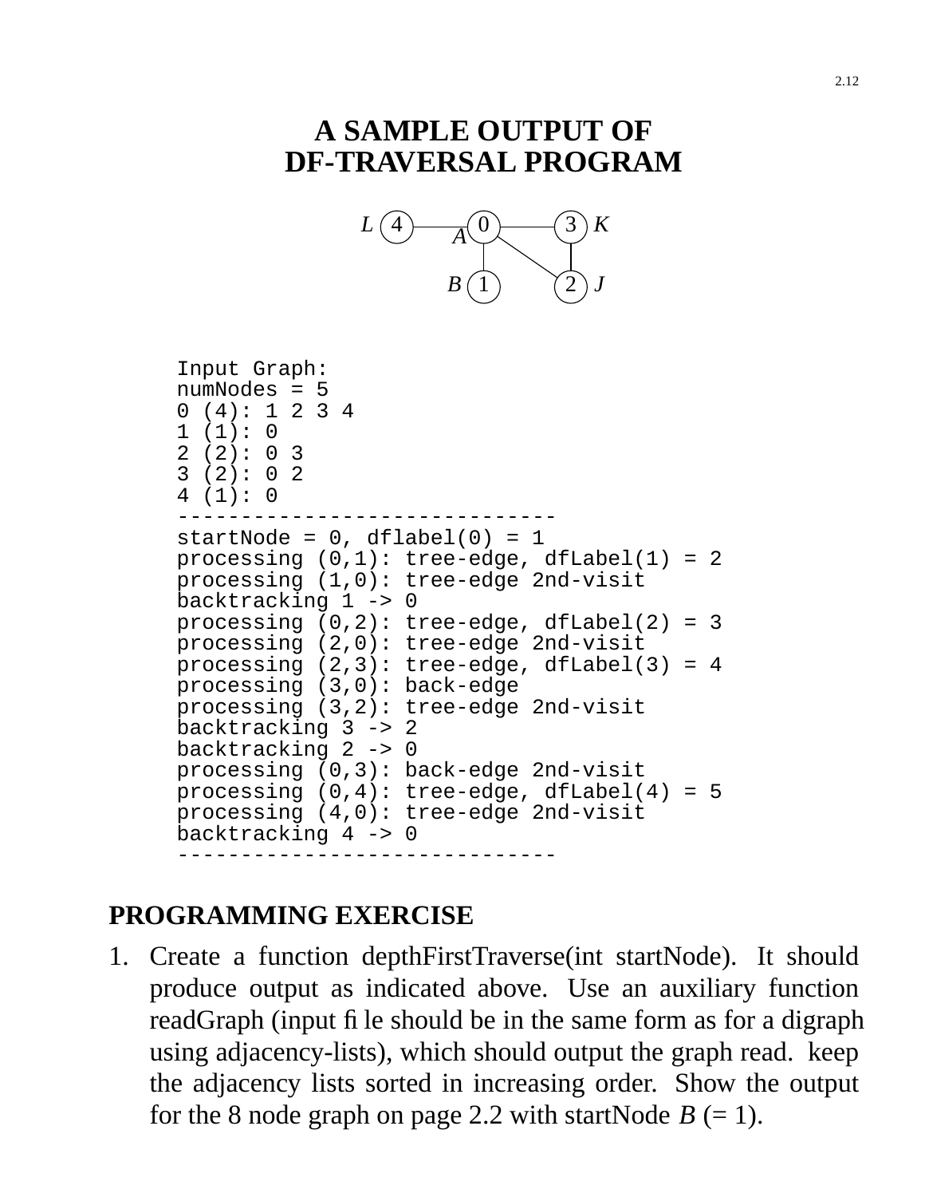# A SAMPLE OUTPUT OF DF-TRAVERSAL PROGRAM

```
Input Graph:
numNodes = 5
0 (4): 1 2 3 4
1 (1): 0
2 (2): 0 3
3 (2): 0 2
4 (1): 0
------------------------------
startNode = 0, dflabel(0) = 1
processing (0,1): tree-edge, dfLabel(1) = 2
processing (1,0): tree-edge 2nd-visit
backtracking 1 -> 0
processing (0,2): tree-edge, dfLabel(2) = 3
processing (2,0): tree-edge 2nd-visit
processing (2,3): tree-edge, dfLabel(3) = 4
processing (3,0): back-edge
processing (3,2): tree-edge 2nd-visit
backtracking 3 -> 2
backtracking 2 -> 0
processing (0,3): back-edge 2nd-visit
processing (0,4): tree-edge, dfLabel(4) = 5
processing (4,0): tree-edge 2nd-visit
backtracking 4 -> 0
------------------------------
```

## PROGRAMMING EXERCISE

1. Create a function depthFirstTraverse(int startNode). It should produce output as indicated above. Use an auxiliary function readGraph (input file should be in the same form as for a digraph using adjacency-lists), which should output the graph read. keep the adjacency lists sorted in increasing order. Show the output for the 8 node graph on page 2.2 with startNode *B* (= 1).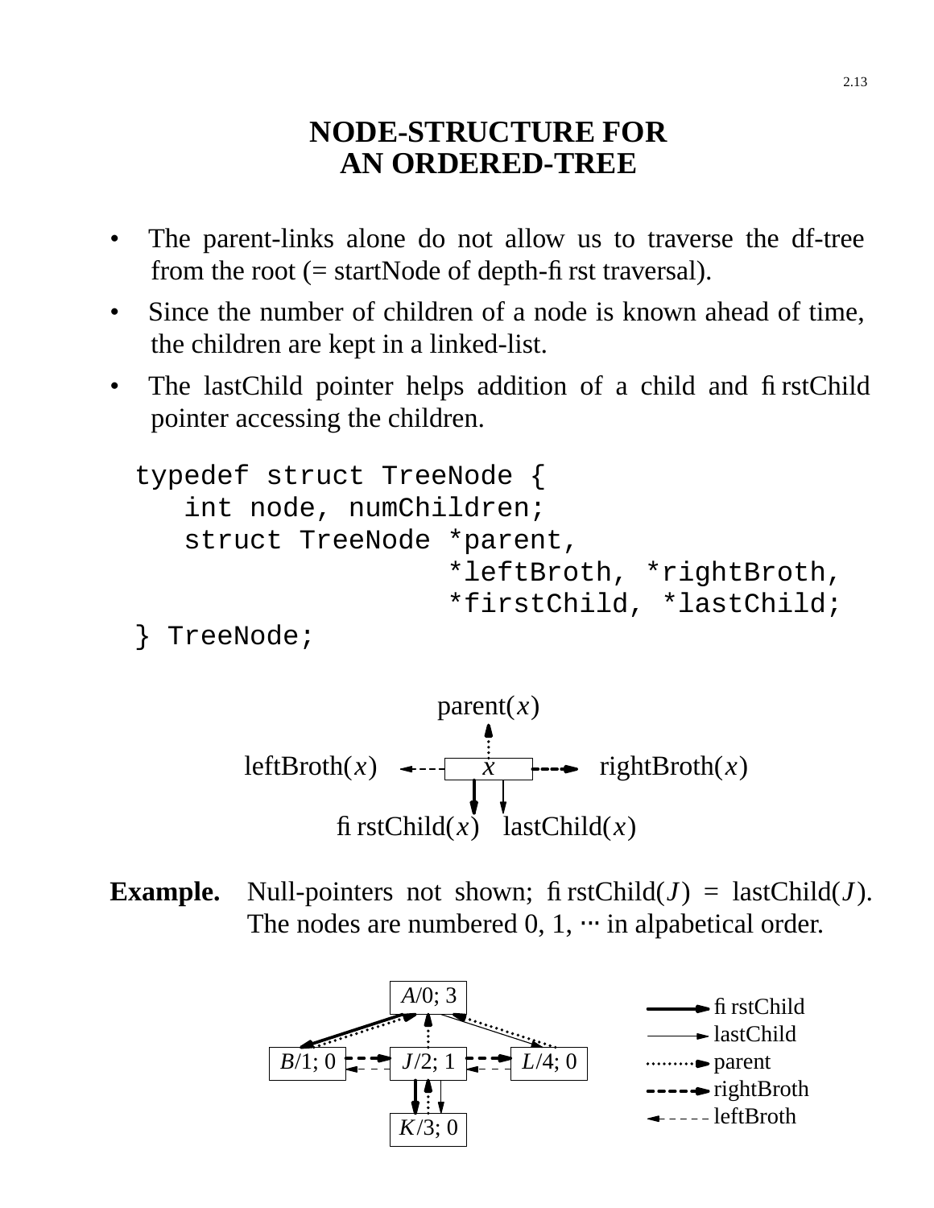# NODE-STRUCTURE FOR AN ORDERED-TREE

- The parent-links alone do not allow us to traverse the df-tree from the root (= startNode of depth-first traversal).
- Since the number of children of a node is known ahead of time, the children are kept in a linked-list.
- The lastChild pointer helps addition of a child and firstChild pointer accessing the children.

```
typedef struct TreeNode {
   int node, numChildren;
   struct TreeNode *parent,
                   *leftBroth, *rightBroth,
                   *firstChild, *lastChild;
} TreeNode;
```

parent($x$)

leftBroth($x$) ← $x$ → rightBroth($x$)

firstChild($x$)   lastChild($x$)

**Example.** Null-pointers not shown; firstChild($J$) = lastChild($J$). The nodes are numbered 0, 1, ⋯ in alpabetical order.

$A$/0; 3

$B$/1; 0   $J$/2; 1   $L$/4; 0

$K$/3; 0

Legend: firstChild, lastChild, parent, rightBroth, leftBroth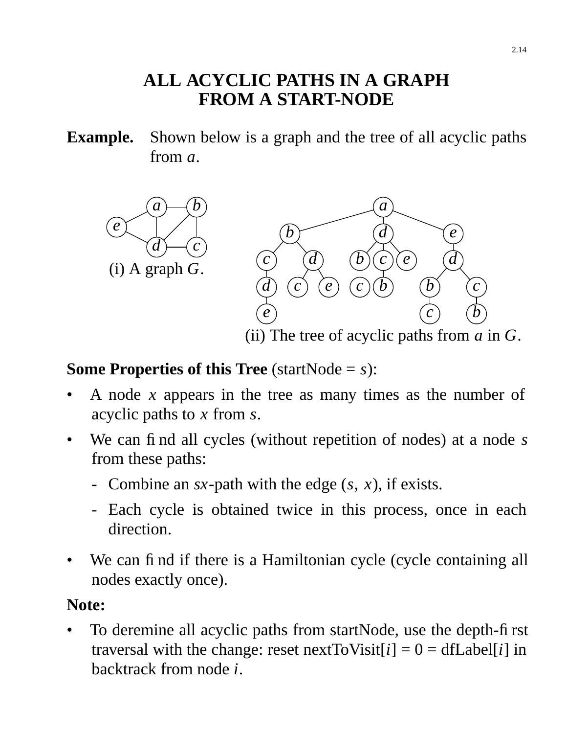# ALL ACYCLIC PATHS IN A GRAPH FROM A START-NODE

**Example.** Shown below is a graph and the tree of all acyclic paths from $a$.

(i) A graph $G$.

(ii) The tree of acyclic paths from $a$ in $G$.

**Some Properties of this Tree** (startNode = $s$):

- A node $x$ appears in the tree as many times as the number of acyclic paths to $x$ from $s$.
- We can find all cycles (without repetition of nodes) at a node $s$ from these paths:
  - Combine an $sx$-path with the edge $(s, x)$, if exists.
  - Each cycle is obtained twice in this process, once in each direction.
- We can find if there is a Hamiltonian cycle (cycle containing all nodes exactly once).

**Note:**

- To deremine all acyclic paths from startNode, use the depth-first traversal with the change: reset nextToVisit[$i$] = 0 = dfLabel[$i$] in backtrack from node $i$.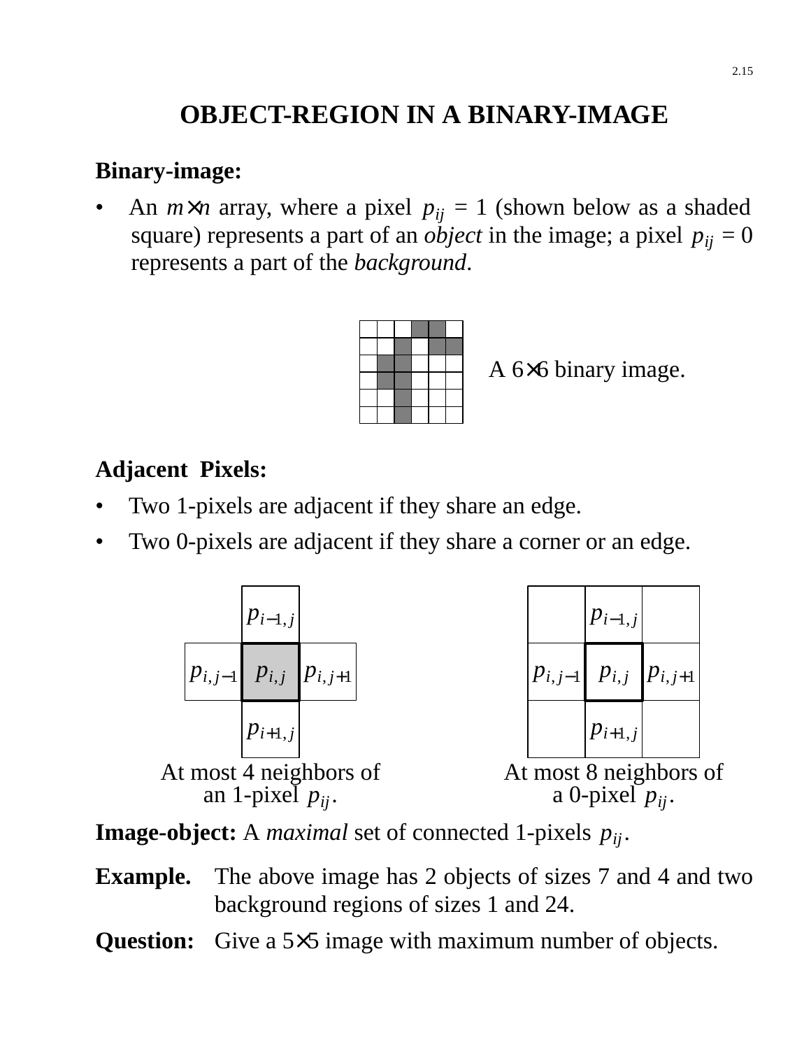# OBJECT-REGION IN A BINARY-IMAGE

**Binary-image:**

- An $m \times n$ array, where a pixel $p_{ij} = 1$ (shown below as a shaded square) represents a part of an *object* in the image; a pixel $p_{ij} = 0$ represents a part of the *background*.

A 6×6 binary image.

**Adjacent Pixels:**

- Two 1-pixels are adjacent if they share an edge.
- Two 0-pixels are adjacent if they share a corner or an edge.

At most 4 neighbors of an 1-pixel $p_{ij}$.

At most 8 neighbors of a 0-pixel $p_{ij}$.

**Image-object:** A *maximal* set of connected 1-pixels $p_{ij}$.

**Example.** The above image has 2 objects of sizes 7 and 4 and two background regions of sizes 1 and 24.

**Question:** Give a 5×5 image with maximum number of objects.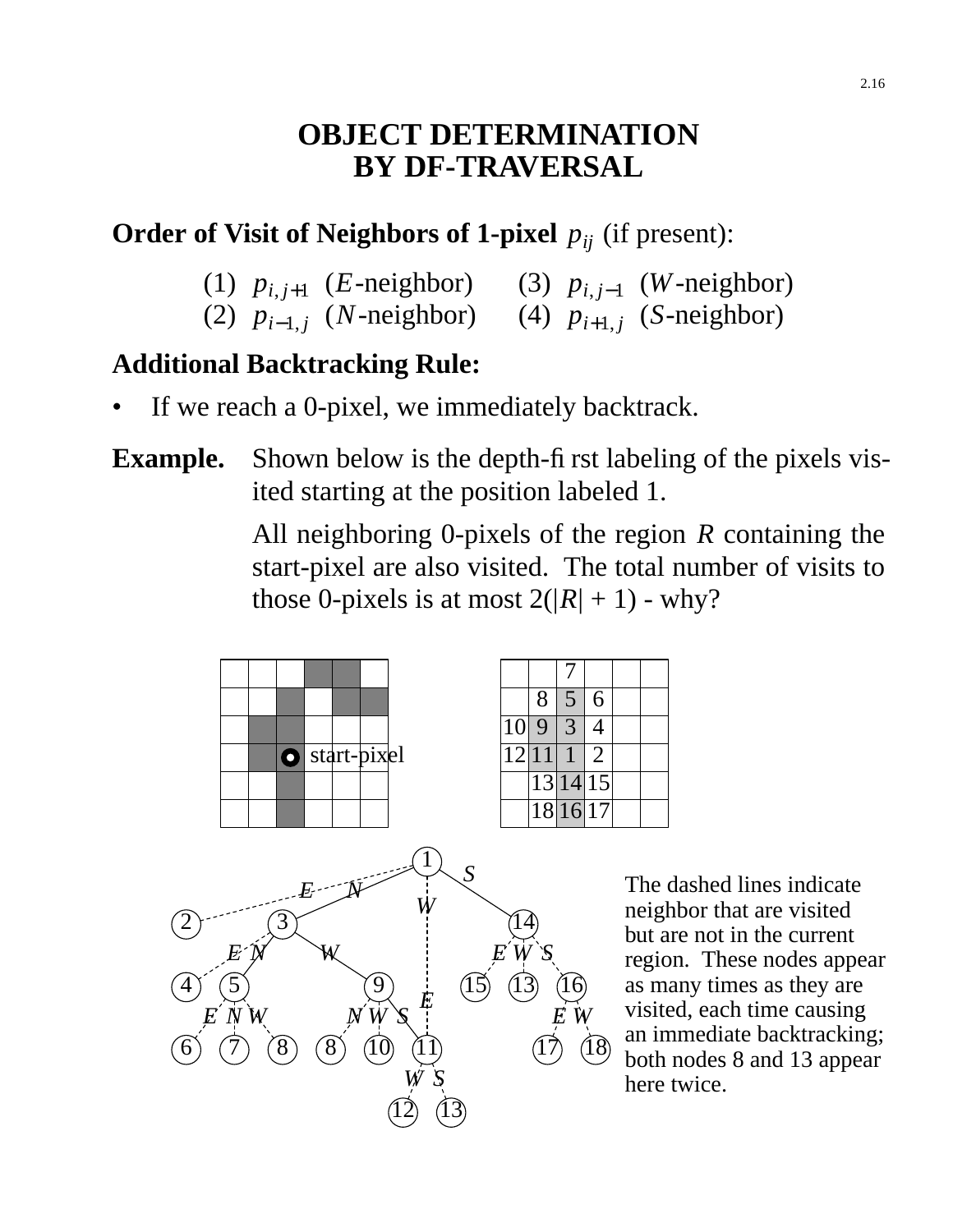# OBJECT DETERMINATION BY DF-TRAVERSAL

**Order of Visit of Neighbors of 1-pixel** $p_{ij}$ (if present):

(1) $p_{i,j+1}$ ($E$-neighbor) (3) $p_{i,j-1}$ ($W$-neighbor)
(2) $p_{i-1,j}$ ($N$-neighbor) (4) $p_{i+1,j}$ ($S$-neighbor)

**Additional Backtracking Rule:**

- If we reach a 0-pixel, we immediately backtrack.

**Example.** Shown below is the depth-first labeling of the pixels visited starting at the position labeled 1.

All neighboring 0-pixels of the region $R$ containing the start-pixel are also visited. The total number of visits to those 0-pixels is at most 2(|$R$| + 1) - why?

| | | | | | |
|---|---|---|---|---|---|
| | | 7 | | | |
| | 8 | 5 | 6 | | |
| 10 | 9 | 3 | 4 | | |
| 12 | 11 | 1 | 2 | | |
| | 13 | 14 | 15 | | |
| | 18 | 16 | 17 | | |

The dashed lines indicate neighbor that are visited but are not in the current region. These nodes appear as many times as they are visited, each time causing an immediate backtracking; both nodes 8 and 13 appear here twice.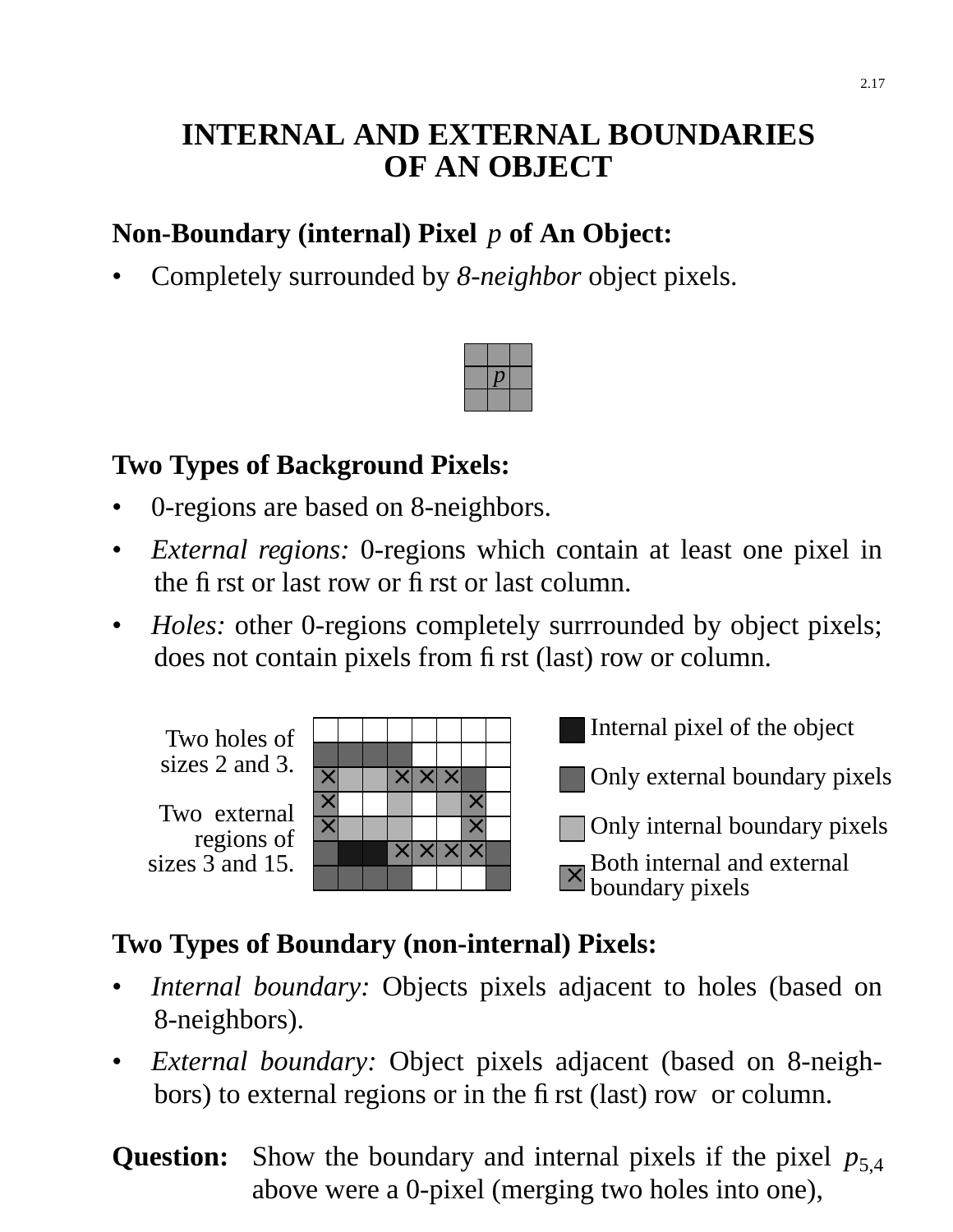# INTERNAL AND EXTERNAL BOUNDARIES OF AN OBJECT

**Non-Boundary (internal) Pixel** $p$ **of An Object:**

- Completely surrounded by *8-neighbor* object pixels.

**Two Types of Background Pixels:**

- 0-regions are based on 8-neighbors.
- *External regions:* 0-regions which contain at least one pixel in the first or last row or first or last column.
- *Holes:* other 0-regions completely surrrounded by object pixels; does not contain pixels from first (last) row or column.

Two holes of sizes 2 and 3.

Two external regions of sizes 3 and 15.

Internal pixel of the object

Only external boundary pixels

Only internal boundary pixels

Both internal and external boundary pixels

**Two Types of Boundary (non-internal) Pixels:**

- *Internal boundary:* Objects pixels adjacent to holes (based on 8-neighbors).
- *External boundary:* Object pixels adjacent (based on 8-neighbors) to external regions or in the first (last) row or column.

**Question:** Show the boundary and internal pixels if the pixel $p_{5,4}$ above were a 0-pixel (merging two holes into one),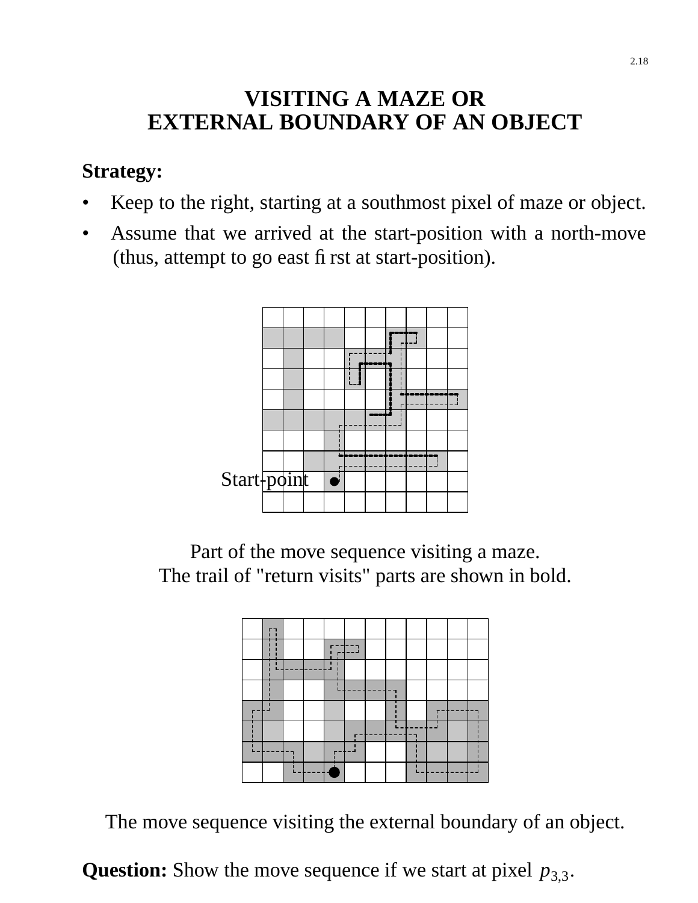# VISITING A MAZE OR EXTERNAL BOUNDARY OF AN OBJECT

**Strategy:**

- Keep to the right, starting at a southmost pixel of maze or object.
- Assume that we arrived at the start-position with a north-move (thus, attempt to go east first at start-position).

Start-point

Part of the move sequence visiting a maze.
The trail of "return visits" parts are shown in bold.

The move sequence visiting the external boundary of an object.

**Question:** Show the move sequence if we start at pixel $p_{3,3}$.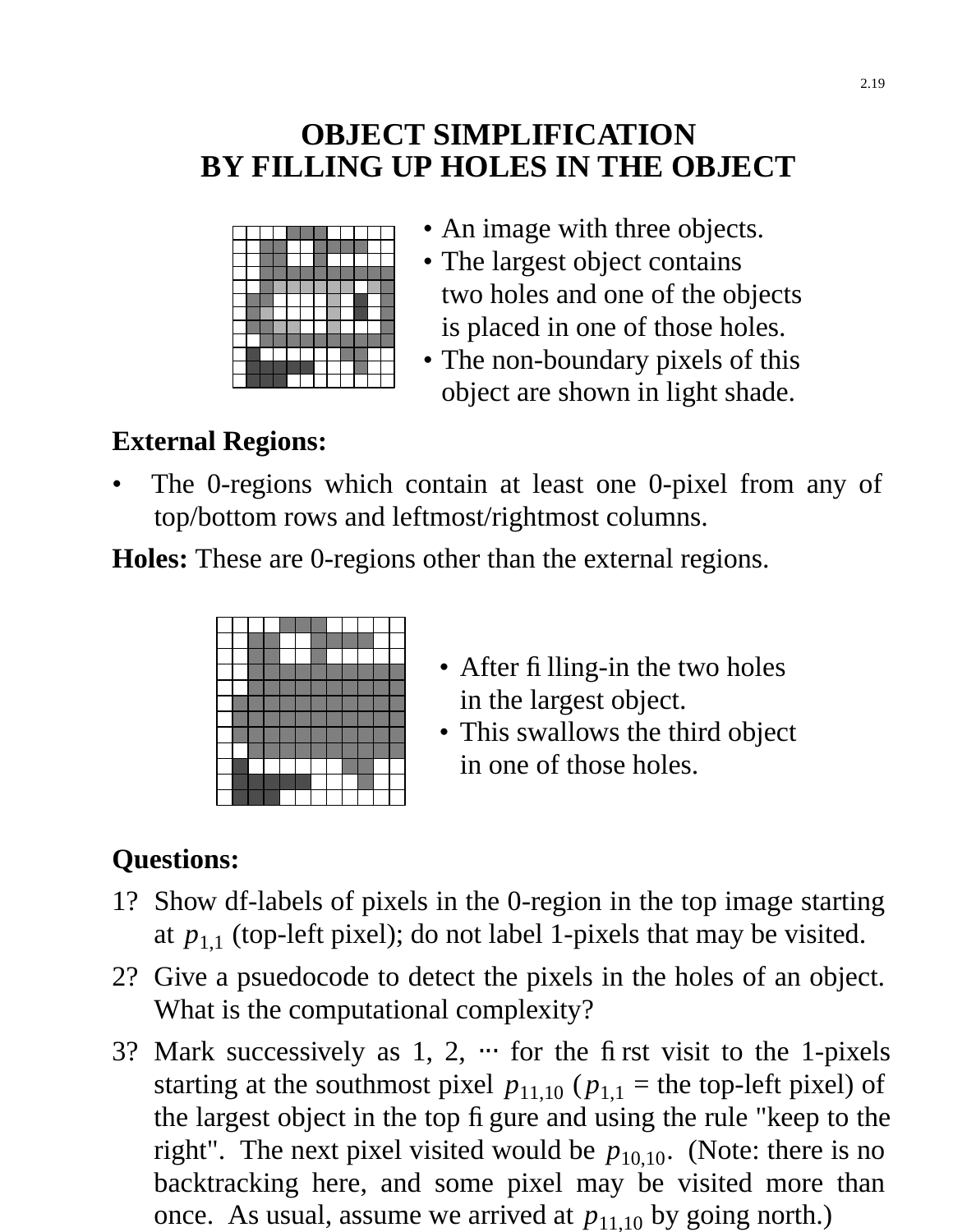# OBJECT SIMPLIFICATION BY FILLING UP HOLES IN THE OBJECT

- An image with three objects.
- The largest object contains two holes and one of the objects is placed in one of those holes.
- The non-boundary pixels of this object are shown in light shade.

**External Regions:**

- The 0-regions which contain at least one 0-pixel from any of top/bottom rows and leftmost/rightmost columns.

**Holes:** These are 0-regions other than the external regions.

- After filling-in the two holes in the largest object.
- This swallows the third object in one of those holes.

**Questions:**

1? Show df-labels of pixels in the 0-region in the top image starting at $p_{1,1}$ (top-left pixel); do not label 1-pixels that may be visited.

2? Give a psuedocode to detect the pixels in the holes of an object. What is the computational complexity?

3? Mark successively as 1, 2, ⋯ for the first visit to the 1-pixels starting at the southmost pixel $p_{11,10}$ ($p_{1,1}$ = the top-left pixel) of the largest object in the top figure and using the rule "keep to the right". The next pixel visited would be $p_{10,10}$. (Note: there is no backtracking here, and some pixel may be visited more than once. As usual, assume we arrived at $p_{11,10}$ by going north.)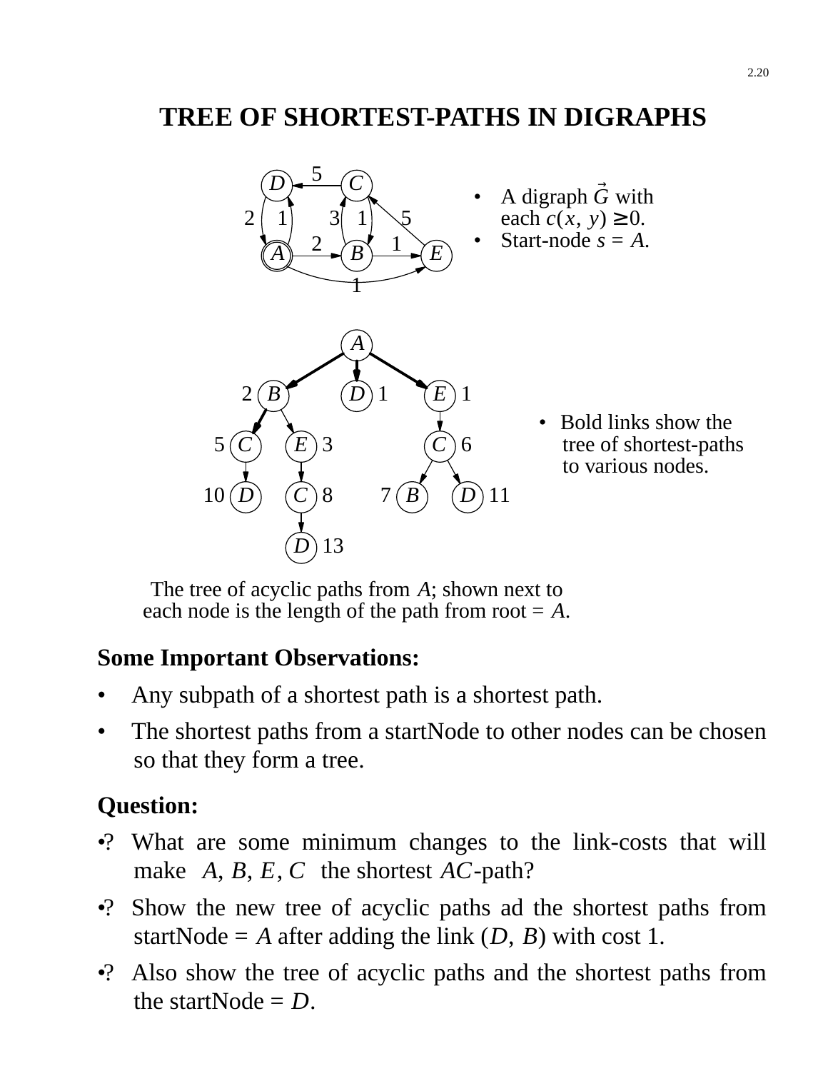# TREE OF SHORTEST-PATHS IN DIGRAPHS

- A digraph $\vec{G}$ with each $c(x, y) \geq 0$.
- Start-node $s = A$.

- Bold links show the tree of shortest-paths to various nodes.

The tree of acyclic paths from $A$; shown next to each node is the length of the path from root = $A$.

**Some Important Observations:**

- Any subpath of a shortest path is a shortest path.
- The shortest paths from a startNode to other nodes can be chosen so that they form a tree.

**Question:**

•? What are some minimum changes to the link-costs that will make $A$, $B$, $E$, $C$ the shortest $AC$-path?

•? Show the new tree of acyclic paths ad the shortest paths from startNode = $A$ after adding the link $(D, B)$ with cost 1.

•? Also show the tree of acyclic paths and the shortest paths from the startNode = $D$.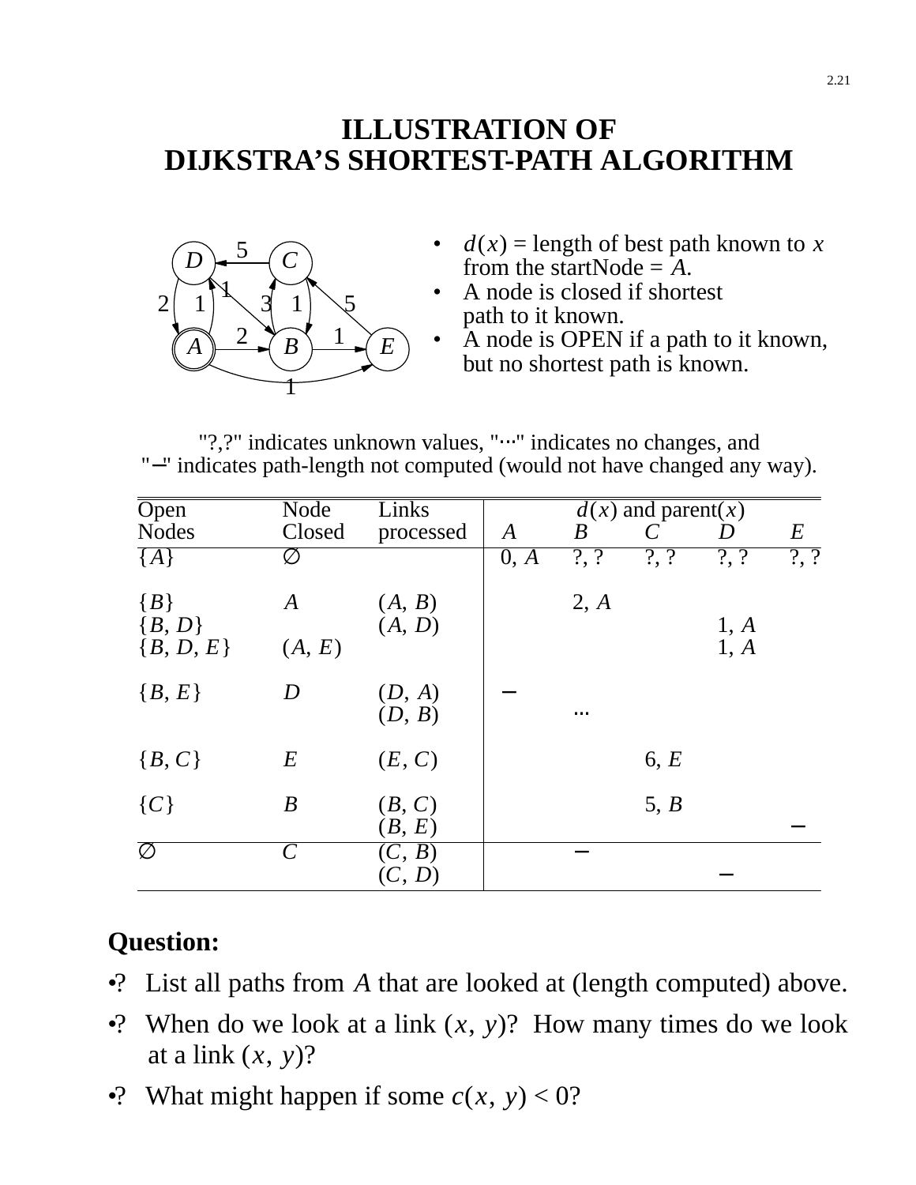# ILLUSTRATION OF DIJKSTRA'S SHORTEST-PATH ALGORITHM

- $d(x)$ = length of best path known to $x$ from the startNode = $A$.
- A node is closed if shortest path to it known.
- A node is OPEN if a path to it known, but no shortest path is known.

"?,?" indicates unknown values, "⋯" indicates no changes, and "−" indicates path-length not computed (would not have changed any way).

| Open Nodes | Node Closed | Links processed | $A$ | $B$ | $C$ | $D$ | $E$ |
|---|---|---|---|---|---|---|---|
| | | | $d(x)$ and parent($x$) | | | | |
| $\{A\}$ | $\emptyset$ | | 0, $A$ | ?, ? | ?, ? | ?, ? | ?, ? |
| $\{B\}$ | $A$ | $(A, B)$ | | 2, $A$ | | | |
| $\{B, D\}$ | | $(A, D)$ | | | | 1, $A$ | |
| $\{B, D, E\}$ | $(A, E)$ | | | | | 1, $A$ | |
| $\{B, E\}$ | $D$ | $(D, A)$ | − | | | | |
| | | $(D, B)$ | | ⋯ | | | |
| $\{B, C\}$ | $E$ | $(E, C)$ | | | 6, $E$ | | |
| $\{C\}$ | $B$ | $(B, C)$ | | | 5, $B$ | | |
| | | $(B, E)$ | | | | | − |
| $\emptyset$ | $C$ | $(C, B)$ | | − | | | |
| | | $(C, D)$ | | | | − | |

**Question:**

- ? List all paths from $A$ that are looked at (length computed) above.
- ? When do we look at a link $(x, y)$? How many times do we look at a link $(x, y)$?
- ? What might happen if some $c(x, y) < 0$?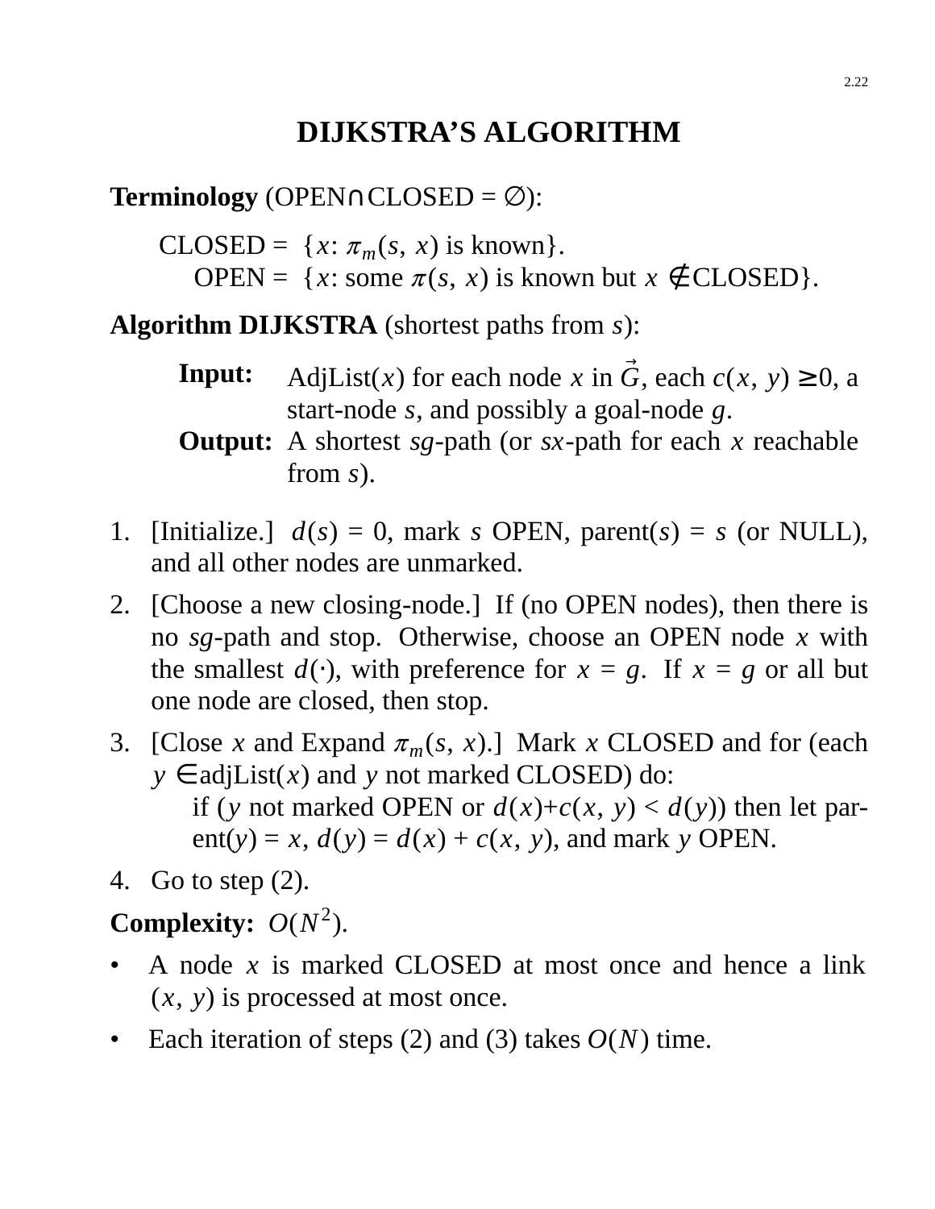# DIJKSTRA'S ALGORITHM

**Terminology** (OPEN$\cap$CLOSED = $\emptyset$):

CLOSED = $\{x$: $\pi_m(s, x)$ is known$\}$.
OPEN = $\{x$: some $\pi(s, x)$ is known but $x \notin$ CLOSED$\}$.

**Algorithm DIJKSTRA** (shortest paths from $s$):

**Input:** AdjList($x$) for each node $x$ in $\vec{G}$, each $c(x, y) \geq 0$, a start-node $s$, and possibly a goal-node $g$.

**Output:** A shortest $sg$-path (or $sx$-path for each $x$ reachable from $s$).

1. [Initialize.] $d(s) = 0$, mark $s$ OPEN, parent($s$) = $s$ (or NULL), and all other nodes are unmarked.
2. [Choose a new closing-node.] If (no OPEN nodes), then there is no $sg$-path and stop. Otherwise, choose an OPEN node $x$ with the smallest $d(\cdot)$, with preference for $x = g$. If $x = g$ or all but one node are closed, then stop.
3. [Close $x$ and Expand $\pi_m(s, x)$.] Mark $x$ CLOSED and for (each $y \in$ adjList($x$) and $y$ not marked CLOSED) do:
   if ($y$ not marked OPEN or $d(x)+c(x, y) < d(y)$) then let parent($y$) = $x$, $d(y) = d(x) + c(x, y)$, and mark $y$ OPEN.
4. Go to step (2).

**Complexity:** $O(N^2)$.

- A node $x$ is marked CLOSED at most once and hence a link $(x, y)$ is processed at most once.
- Each iteration of steps (2) and (3) takes $O(N)$ time.